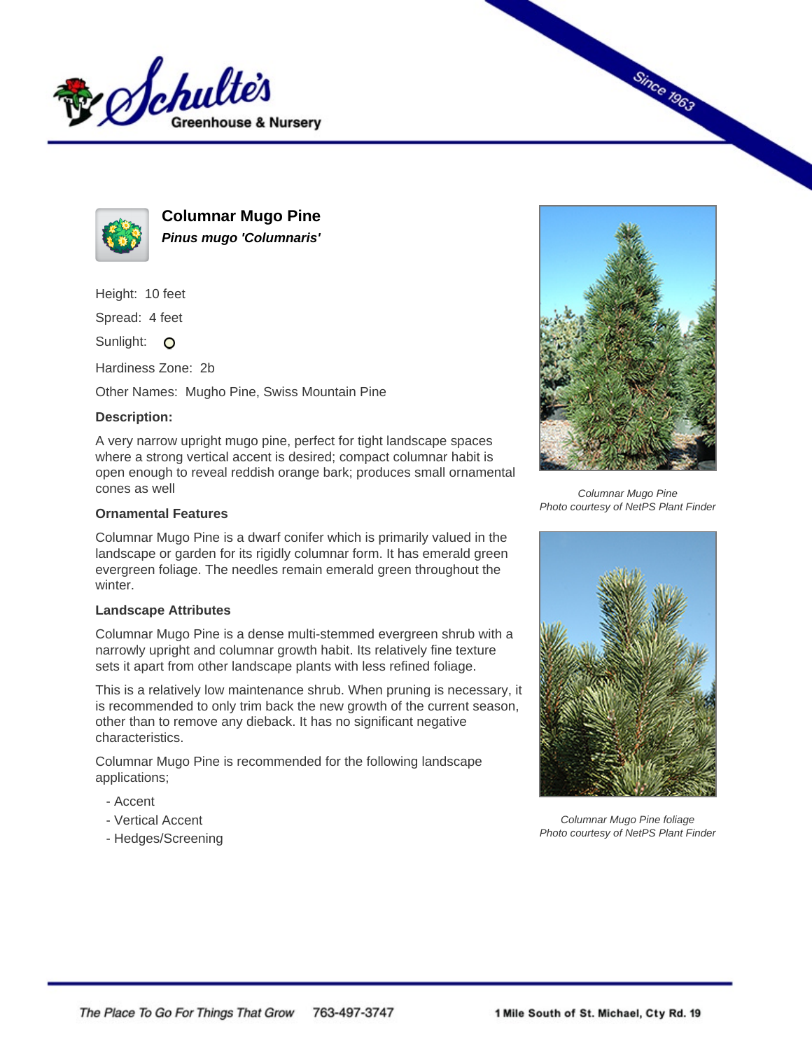# Columnar Mugo Pine

***Pinus mugo* 'Columnaris'**

Height: 10 feet

Spread: 4 feet

Sunlight:

Hardiness Zone: 2b

Other Names: Mugho Pine, Swiss Mountain Pine

**Description:**

A very narrow upright mugo pine, perfect for tight landscape spaces where a strong vertical accent is desired; compact columnar habit is open enough to reveal reddish orange bark; produces small ornamental cones as well

### Ornamental Features

Columnar Mugo Pine is a dwarf conifer which is primarily valued in the landscape or garden for its rigidly columnar form. It has emerald green evergreen foliage. The needles remain emerald green throughout the winter.

### Landscape Attributes

Columnar Mugo Pine is a dense multi-stemmed evergreen shrub with a narrowly upright and columnar growth habit. Its relatively fine texture sets it apart from other landscape plants with less refined foliage.

This is a relatively low maintenance shrub. When pruning is necessary, it is recommended to only trim back the new growth of the current season, other than to remove any dieback. It has no significant negative characteristics.

Columnar Mugo Pine is recommended for the following landscape applications;

- Accent
- Vertical Accent
- Hedges/Screening

*Columnar Mugo Pine*
*Photo courtesy of NetPS Plant Finder*

*Columnar Mugo Pine foliage*
*Photo courtesy of NetPS Plant Finder*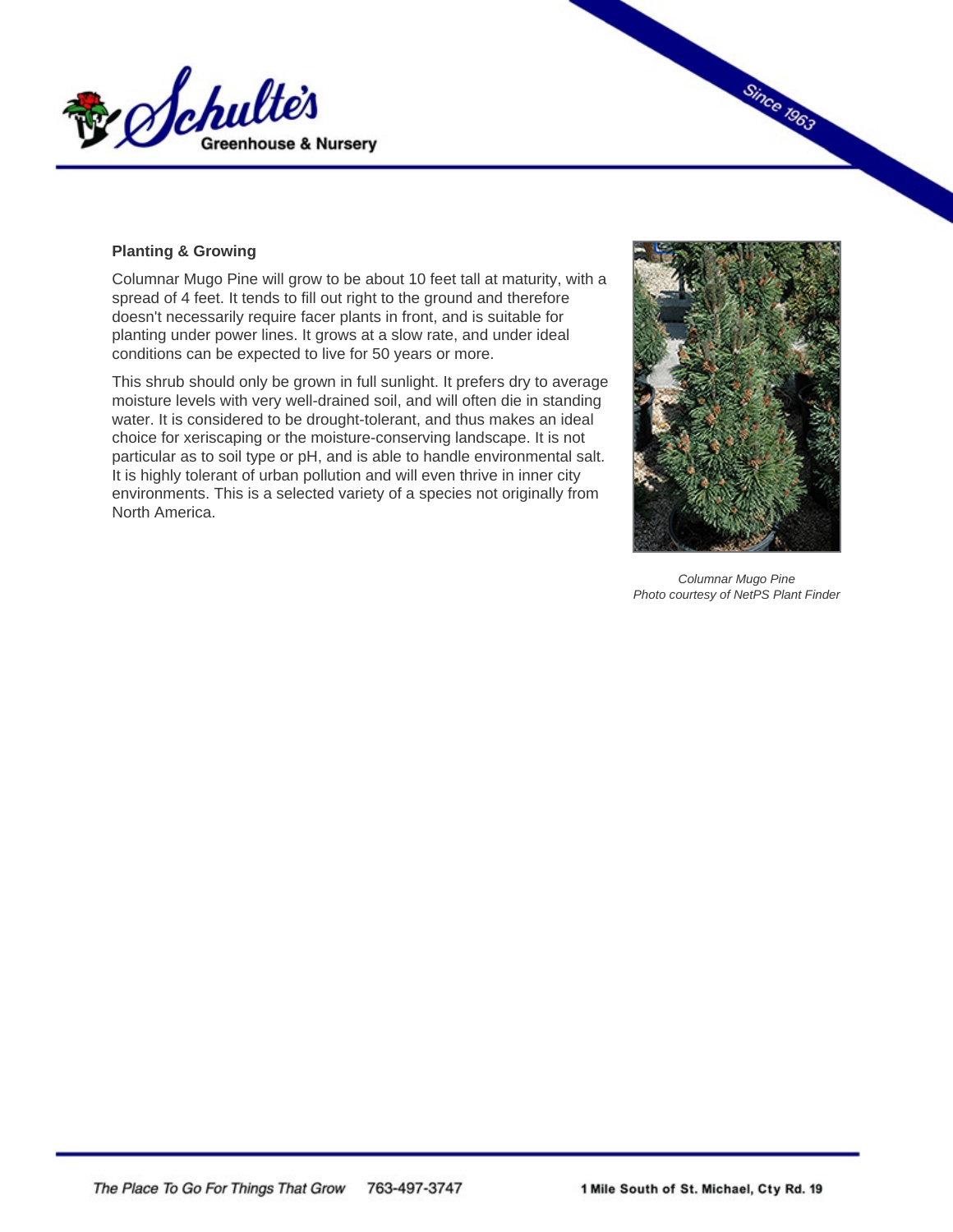**Planting & Growing**

Columnar Mugo Pine will grow to be about 10 feet tall at maturity, with a spread of 4 feet. It tends to fill out right to the ground and therefore doesn't necessarily require facer plants in front, and is suitable for planting under power lines. It grows at a slow rate, and under ideal conditions can be expected to live for 50 years or more.

This shrub should only be grown in full sunlight. It prefers dry to average moisture levels with very well-drained soil, and will often die in standing water. It is considered to be drought-tolerant, and thus makes an ideal choice for xeriscaping or the moisture-conserving landscape. It is not particular as to soil type or pH, and is able to handle environmental salt. It is highly tolerant of urban pollution and will even thrive in inner city environments. This is a selected variety of a species not originally from North America.

*Columnar Mugo Pine*
*Photo courtesy of NetPS Plant Finder*